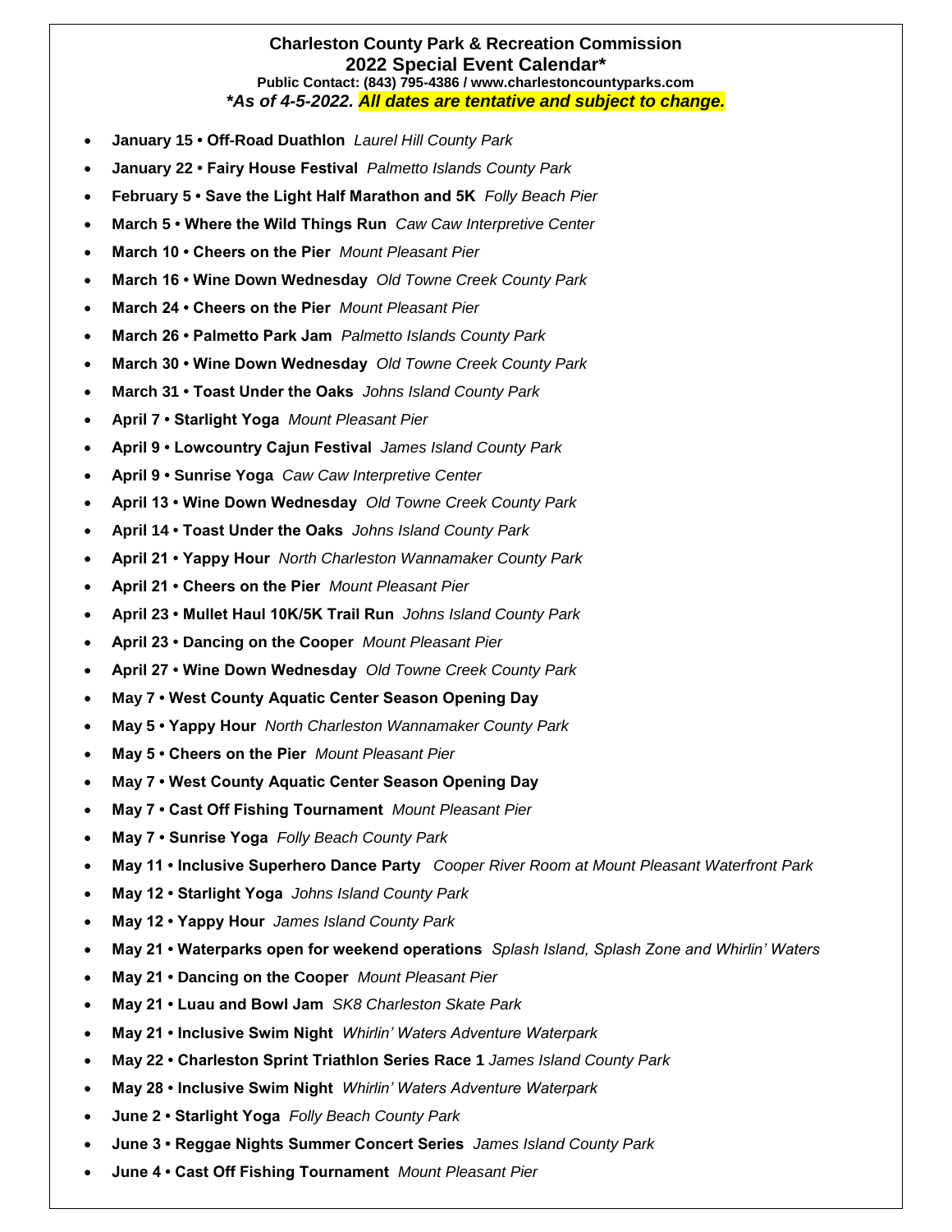**Charleston County Park & Recreation Commission**
**2022 Special Event Calendar***
**Public Contact: (843) 795-4386 / www.charlestoncountyparks.com**
***As of 4-5-2022. All dates are tentative and subject to change.***

- **January 15 • Off-Road Duathlon** *Laurel Hill County Park*
- **January 22 • Fairy House Festival** *Palmetto Islands County Park*
- **February 5 • Save the Light Half Marathon and 5K** *Folly Beach Pier*
- **March 5 • Where the Wild Things Run** *Caw Caw Interpretive Center*
- **March 10 • Cheers on the Pier** *Mount Pleasant Pier*
- **March 16 • Wine Down Wednesday** *Old Towne Creek County Park*
- **March 24 • Cheers on the Pier** *Mount Pleasant Pier*
- **March 26 • Palmetto Park Jam** *Palmetto Islands County Park*
- **March 30 • Wine Down Wednesday** *Old Towne Creek County Park*
- **March 31 • Toast Under the Oaks** *Johns Island County Park*
- **April 7 • Starlight Yoga** *Mount Pleasant Pier*
- **April 9 • Lowcountry Cajun Festival** *James Island County Park*
- **April 9 • Sunrise Yoga** *Caw Caw Interpretive Center*
- **April 13 • Wine Down Wednesday** *Old Towne Creek County Park*
- **April 14 • Toast Under the Oaks** *Johns Island County Park*
- **April 21 • Yappy Hour** *North Charleston Wannamaker County Park*
- **April 21 • Cheers on the Pier** *Mount Pleasant Pier*
- **April 23 • Mullet Haul 10K/5K Trail Run** *Johns Island County Park*
- **April 23 • Dancing on the Cooper** *Mount Pleasant Pier*
- **April 27 • Wine Down Wednesday** *Old Towne Creek County Park*
- **May 7 • West County Aquatic Center Season Opening Day**
- **May 5 • Yappy Hour** *North Charleston Wannamaker County Park*
- **May 5 • Cheers on the Pier** *Mount Pleasant Pier*
- **May 7 • West County Aquatic Center Season Opening Day**
- **May 7 • Cast Off Fishing Tournament** *Mount Pleasant Pier*
- **May 7 • Sunrise Yoga** *Folly Beach County Park*
- **May 11 • Inclusive Superhero Dance Party** *Cooper River Room at Mount Pleasant Waterfront Park*
- **May 12 • Starlight Yoga** *Johns Island County Park*
- **May 12 • Yappy Hour** *James Island County Park*
- **May 21 • Waterparks open for weekend operations** *Splash Island, Splash Zone and Whirlin' Waters*
- **May 21 • Dancing on the Cooper** *Mount Pleasant Pier*
- **May 21 • Luau and Bowl Jam** *SK8 Charleston Skate Park*
- **May 21 • Inclusive Swim Night** *Whirlin' Waters Adventure Waterpark*
- **May 22 • Charleston Sprint Triathlon Series Race 1** *James Island County Park*
- **May 28 • Inclusive Swim Night** *Whirlin' Waters Adventure Waterpark*
- **June 2 • Starlight Yoga** *Folly Beach County Park*
- **June 3 • Reggae Nights Summer Concert Series** *James Island County Park*
- **June 4 • Cast Off Fishing Tournament** *Mount Pleasant Pier*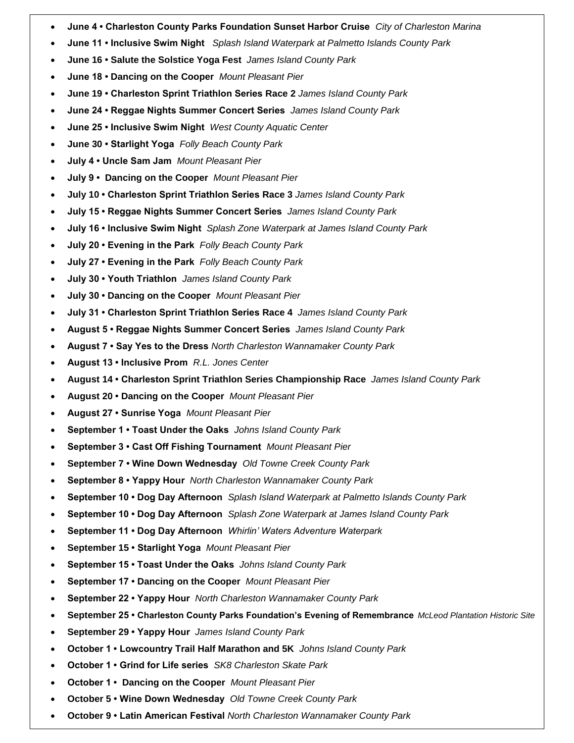- **June 4 • Charleston County Parks Foundation Sunset Harbor Cruise** *City of Charleston Marina*
- **June 11 • Inclusive Swim Night** *Splash Island Waterpark at Palmetto Islands County Park*
- **June 16 • Salute the Solstice Yoga Fest** *James Island County Park*
- **June 18 • Dancing on the Cooper** *Mount Pleasant Pier*
- **June 19 • Charleston Sprint Triathlon Series Race 2** *James Island County Park*
- **June 24 • Reggae Nights Summer Concert Series** *James Island County Park*
- **June 25 • Inclusive Swim Night** *West County Aquatic Center*
- **June 30 • Starlight Yoga** *Folly Beach County Park*
- **July 4 • Uncle Sam Jam** *Mount Pleasant Pier*
- **July 9 • Dancing on the Cooper** *Mount Pleasant Pier*
- **July 10 • Charleston Sprint Triathlon Series Race 3** *James Island County Park*
- **July 15 • Reggae Nights Summer Concert Series** *James Island County Park*
- **July 16 • Inclusive Swim Night** *Splash Zone Waterpark at James Island County Park*
- **July 20 • Evening in the Park** *Folly Beach County Park*
- **July 27 • Evening in the Park** *Folly Beach County Park*
- **July 30 • Youth Triathlon** *James Island County Park*
- **July 30 • Dancing on the Cooper** *Mount Pleasant Pier*
- **July 31 • Charleston Sprint Triathlon Series Race 4** *James Island County Park*
- **August 5 • Reggae Nights Summer Concert Series** *James Island County Park*
- **August 7 • Say Yes to the Dress** *North Charleston Wannamaker County Park*
- **August 13 • Inclusive Prom** *R.L. Jones Center*
- **August 14 • Charleston Sprint Triathlon Series Championship Race** *James Island County Park*
- **August 20 • Dancing on the Cooper** *Mount Pleasant Pier*
- **August 27 • Sunrise Yoga** *Mount Pleasant Pier*
- **September 1 • Toast Under the Oaks** *Johns Island County Park*
- **September 3 • Cast Off Fishing Tournament** *Mount Pleasant Pier*
- **September 7 • Wine Down Wednesday** *Old Towne Creek County Park*
- **September 8 • Yappy Hour** *North Charleston Wannamaker County Park*
- **September 10 • Dog Day Afternoon** *Splash Island Waterpark at Palmetto Islands County Park*
- **September 10 • Dog Day Afternoon** *Splash Zone Waterpark at James Island County Park*
- **September 11 • Dog Day Afternoon** *Whirlin' Waters Adventure Waterpark*
- **September 15 • Starlight Yoga** *Mount Pleasant Pier*
- **September 15 • Toast Under the Oaks** *Johns Island County Park*
- **September 17 • Dancing on the Cooper** *Mount Pleasant Pier*
- **September 22 • Yappy Hour** *North Charleston Wannamaker County Park*
- **September 25 • Charleston County Parks Foundation's Evening of Remembrance** *McLeod Plantation Historic Site*
- **September 29 • Yappy Hour** *James Island County Park*
- **October 1 • Lowcountry Trail Half Marathon and 5K** *Johns Island County Park*
- **October 1 • Grind for Life series** *SK8 Charleston Skate Park*
- **October 1 • Dancing on the Cooper** *Mount Pleasant Pier*
- **October 5 • Wine Down Wednesday** *Old Towne Creek County Park*
- **October 9 • Latin American Festival** *North Charleston Wannamaker County Park*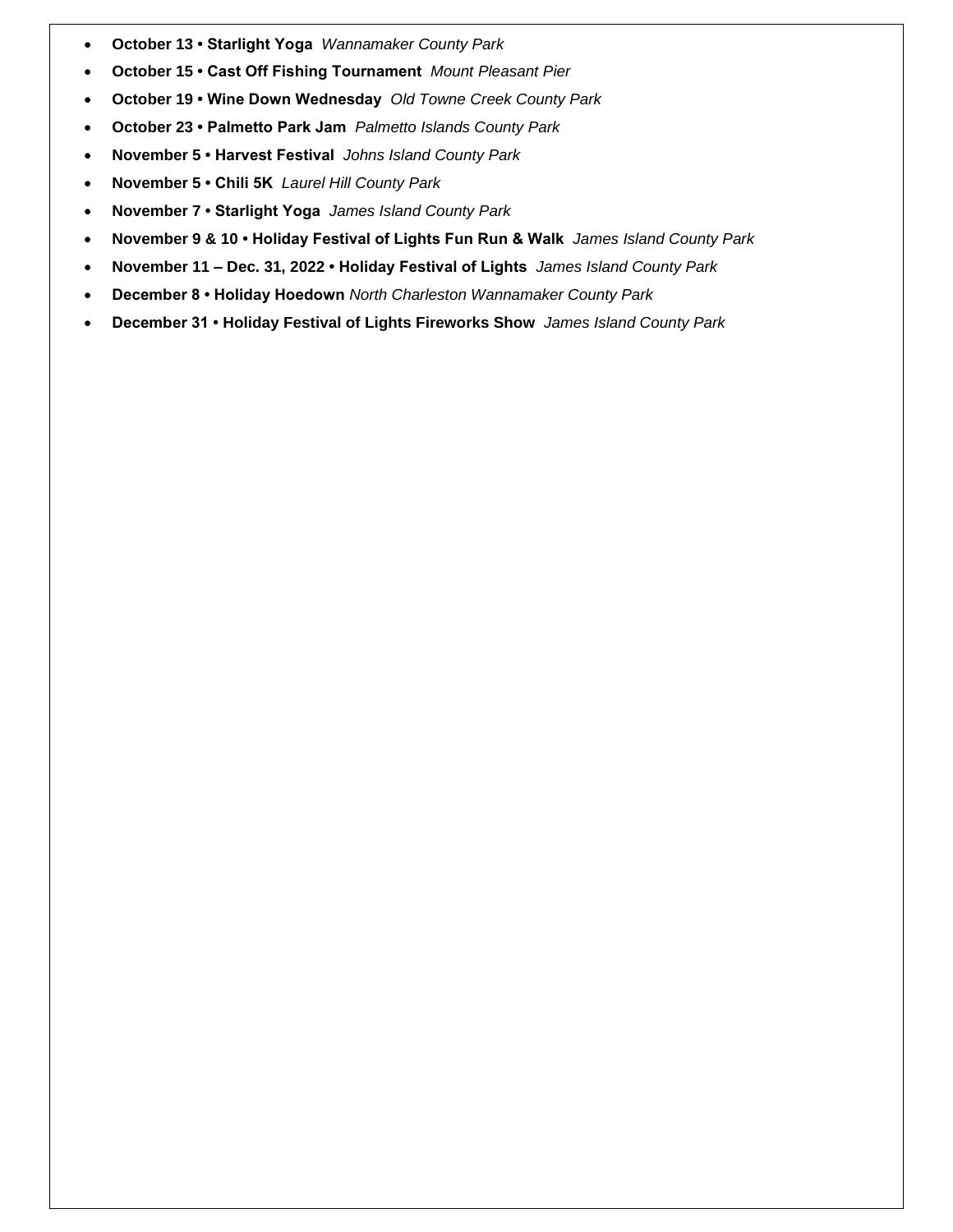- **October 13 • Starlight Yoga** *Wannamaker County Park*
- **October 15 • Cast Off Fishing Tournament** *Mount Pleasant Pier*
- **October 19 • Wine Down Wednesday** *Old Towne Creek County Park*
- **October 23 • Palmetto Park Jam** *Palmetto Islands County Park*
- **November 5 • Harvest Festival** *Johns Island County Park*
- **November 5 • Chili 5K** *Laurel Hill County Park*
- **November 7 • Starlight Yoga** *James Island County Park*
- **November 9 & 10 • Holiday Festival of Lights Fun Run & Walk** *James Island County Park*
- **November 11 – Dec. 31, 2022 • Holiday Festival of Lights** *James Island County Park*
- **December 8 • Holiday Hoedown** *North Charleston Wannamaker County Park*
- **December 31 • Holiday Festival of Lights Fireworks Show** *James Island County Park*